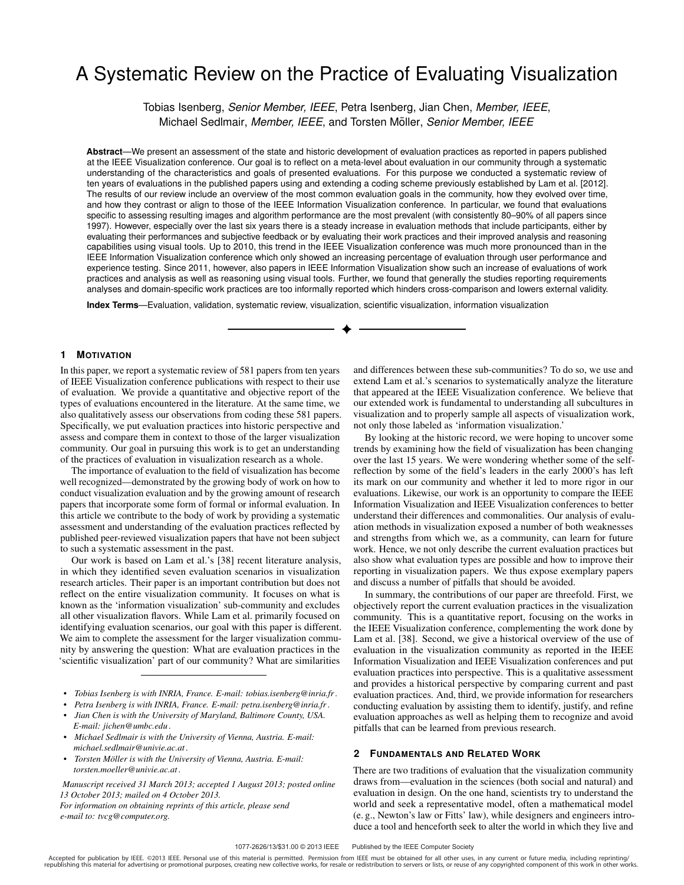# A Systematic Review on the Practice of Evaluating Visualization

Tobias Isenberg, *Senior Member, IEEE*, Petra Isenberg, Jian Chen, *Member, IEEE*, Michael Sedlmair, *Member, IEEE*, and Torsten Möller, *Senior Member, IEEE*

**Abstract**—We present an assessment of the state and historic development of evaluation practices as reported in papers published at the IEEE Visualization conference. Our goal is to reflect on a meta-level about evaluation in our community through a systematic understanding of the characteristics and goals of presented evaluations. For this purpose we conducted a systematic review of ten years of evaluations in the published papers using and extending a coding scheme previously established by Lam et al. [2012]. The results of our review include an overview of the most common evaluation goals in the community, how they evolved over time, and how they contrast or align to those of the IEEE Information Visualization conference. In particular, we found that evaluations specific to assessing resulting images and algorithm performance are the most prevalent (with consistently 80–90% of all papers since 1997). However, especially over the last six years there is a steady increase in evaluation methods that include participants, either by evaluating their performances and subjective feedback or by evaluating their work practices and their improved analysis and reasoning capabilities using visual tools. Up to 2010, this trend in the IEEE Visualization conference was much more pronounced than in the IEEE Information Visualization conference which only showed an increasing percentage of evaluation through user performance and experience testing. Since 2011, however, also papers in IEEE Information Visualization show such an increase of evaluations of work practices and analysis as well as reasoning using visual tools. Further, we found that generally the studies reporting requirements analyses and domain-specific work practices are too informally reported which hinders cross-comparison and lowers external validity.

**Index Terms**—Evaluation, validation, systematic review, visualization, scientific visualization, information visualization

## 1 Motivation

In this paper, we report a systematic review of 581 papers from ten years of IEEE Visualization conference publications with respect to their use of evaluation. We provide a quantitative and objective report of the types of evaluations encountered in the literature. At the same time, we also qualitatively assess our observations from coding these 581 papers. Specifically, we put evaluation practices into historic perspective and assess and compare them in context to those of the larger visualization community. Our goal in pursuing this work is to get an understanding of the practices of evaluation in visualization research as a whole.

The importance of evaluation to the field of visualization has become well recognized—demonstrated by the growing body of work on how to conduct visualization evaluation and by the growing amount of research papers that incorporate some form of formal or informal evaluation. In this article we contribute to the body of work by providing a systematic assessment and understanding of the evaluation practices reflected by published peer-reviewed visualization papers that have not been subject to such a systematic assessment in the past.

Our work is based on Lam et al.'s [38] recent literature analysis, in which they identified seven evaluation scenarios in visualization research articles. Their paper is an important contribution but does not reflect on the entire visualization community. It focuses on what is known as the 'information visualization' sub-community and excludes all other visualization flavors. While Lam et al. primarily focused on identifying evaluation scenarios, our goal with this paper is different. We aim to complete the assessment for the larger visualization community by answering the question: What are evaluation practices in the 'scientific visualization' part of our community? What are similarities and differences between these sub-communities? To do so, we use and extend Lam et al.'s scenarios to systematically analyze the literature that appeared at the IEEE Visualization conference. We believe that our extended work is fundamental to understanding all subcultures in visualization and to properly sample all aspects of visualization work, not only those labeled as 'information visualization.'

By looking at the historic record, we were hoping to uncover some trends by examining how the field of visualization has been changing over the last 15 years. We were wondering whether some of the self-reflection by some of the field's leaders in the early 2000's has left its mark on our community and whether it led to more rigor in our evaluations. Likewise, our work is an opportunity to compare the IEEE Information Visualization and IEEE Visualization conferences to better understand their differences and commonalities. Our analysis of evaluation methods in visualization exposed a number of both weaknesses and strengths from which we, as a community, can learn for future work. Hence, we not only describe the current evaluation practices but also show what evaluation types are possible and how to improve their reporting in visualization papers. We thus expose exemplary papers and discuss a number of pitfalls that should be avoided.

In summary, the contributions of our paper are threefold. First, we objectively report the current evaluation practices in the visualization community. This is a quantitative report, focusing on the works in the IEEE Visualization conference, complementing the work done by Lam et al. [38]. Second, we give a historical overview of the use of evaluation in the visualization community as reported in the IEEE Information Visualization and IEEE Visualization conferences and put evaluation practices into perspective. This is a qualitative assessment and provides a historical perspective by comparing current and past evaluation practices. And, third, we provide information for researchers conducting evaluation by assisting them to identify, justify, and refine evaluation approaches as well as helping them to recognize and avoid pitfalls that can be learned from previous research.

- *Tobias Isenberg is with INRIA, France. E-mail: tobias.isenberg@inria.fr.*
- *Petra Isenberg is with INRIA, France. E-mail: petra.isenberg@inria.fr.*
- *Jian Chen is with the University of Maryland, Baltimore County, USA. E-mail: jichen@umbc.edu.*
- *Michael Sedlmair is with the University of Vienna, Austria. E-mail: michael.sedlmair@univie.ac.at.*
- *Torsten Möller is with the University of Vienna, Austria. E-mail: torsten.moeller@univie.ac.at.*

*Manuscript received 31 March 2013; accepted 1 August 2013; posted online 13 October 2013; mailed on 4 October 2013. For information on obtaining reprints of this article, please send e-mail to: tvcg@computer.org.*

## 2 Fundamentals and Related Work

There are two traditions of evaluation that the visualization community draws from—evaluation in the sciences (both social and natural) and evaluation in design. On the one hand, scientists try to understand the world and seek a representative model, often a mathematical model (e. g., Newton's law or Fitts' law), while designers and engineers introduce a tool and henceforth seek to alter the world in which they live and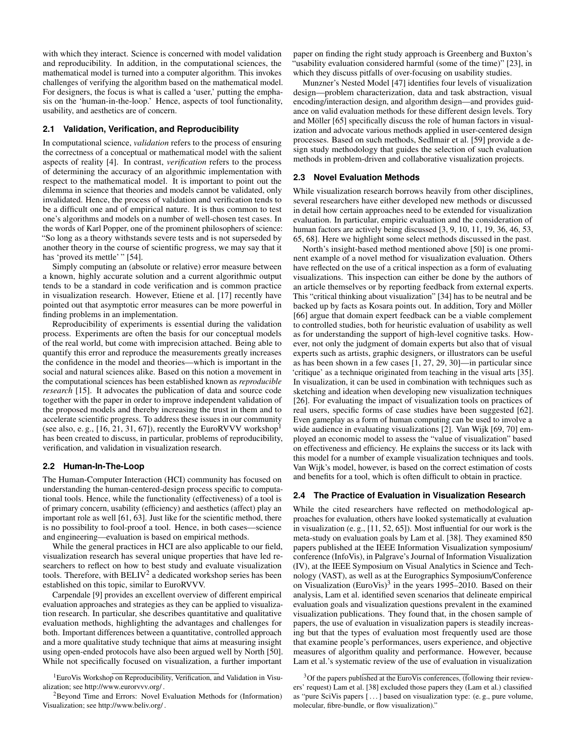with which they interact. Science is concerned with model validation and reproducibility. In addition, in the computational sciences, the mathematical model is turned into a computer algorithm. This invokes challenges of verifying the algorithm based on the mathematical model. For designers, the focus is what is called a 'user,' putting the emphasis on the 'human-in-the-loop.' Hence, aspects of tool functionality, usability, and aesthetics are of concern.

### 2.1 Validation, Verification, and Reproducibility

In computational science, *validation* refers to the process of ensuring the correctness of a conceptual or mathematical model with the salient aspects of reality [4]. In contrast, *verification* refers to the process of determining the accuracy of an algorithmic implementation with respect to the mathematical model. It is important to point out the dilemma in science that theories and models cannot be validated, only invalidated. Hence, the process of validation and verification tends to be a difficult one and of empirical nature. It is thus common to test one's algorithms and models on a number of well-chosen test cases. In the words of Karl Popper, one of the prominent philosophers of science: "So long as a theory withstands severe tests and is not superseded by another theory in the course of scientific progress, we may say that it has 'proved its mettle' " [54].

Simply computing an (absolute or relative) error measure between a known, highly accurate solution and a current algorithmic output tends to be a standard in code verification and is common practice in visualization research. However, Etiene et al. [17] recently have pointed out that asymptotic error measures can be more powerful in finding problems in an implementation.

Reproducibility of experiments is essential during the validation process. Experiments are often the basis for our conceptual models of the real world, but come with imprecision attached. Being able to quantify this error and reproduce the measurements greatly increases the confidence in the model and theories—which is important in the social and natural sciences alike. Based on this notion a movement in the computational sciences has been established known as *reproducible research* [15]. It advocates the publication of data and source code together with the paper in order to improve independent validation of the proposed models and thereby increasing the trust in them and to accelerate scientific progress. To address these issues in our community (see also, e. g., [16, 21, 31, 67]), recently the EuroRVVV workshop[1] has been created to discuss, in particular, problems of reproducibility, verification, and validation in visualization research.

### 2.2 Human-In-The-Loop

The Human-Computer Interaction (HCI) community has focused on understanding the human-centered-design process specific to computational tools. Hence, while the functionality (effectiveness) of a tool is of primary concern, usability (efficiency) and aesthetics (affect) play an important role as well [61, 63]. Just like for the scientific method, there is no possibility to fool-proof a tool. Hence, in both cases—science and engineering—evaluation is based on empirical methods.

While the general practices in HCI are also applicable to our field, visualization research has several unique properties that have led researchers to reflect on how to best study and evaluate visualization tools. Therefore, with BELIV[2] a dedicated workshop series has been established on this topic, similar to EuroRVVV.

Carpendale [9] provides an excellent overview of different empirical visualization approaches and strategies as they can be applied to visualization research. In particular, she describes quantitative and qualitative evaluation methods, highlighting the advantages and challenges for both. Important differences between a quantitative, controlled approach and a more qualitative study technique that aims at measuring insight using open-ended protocols have also been argued well by North [50]. While not specifically focused on visualization, a further important paper on finding the right study approach is Greenberg and Buxton's "usability evaluation considered harmful (some of the time)" [23], in which they discuss pitfalls of over-focusing on usability studies.

Munzner's Nested Model [47] identifies four levels of visualization design—problem characterization, data and task abstraction, visual encoding/interaction design, and algorithm design—and provides guidance on valid evaluation methods for these different design levels. Tory and Möller [65] specifically discuss the role of human factors in visualization and advocate various methods applied in user-centered design processes. Based on such methods, Sedlmair et al. [59] provide a design study methodology that guides the selection of such evaluation methods in problem-driven and collaborative visualization projects.

### 2.3 Novel Evaluation Methods

While visualization research borrows heavily from other disciplines, several researchers have either developed new methods or discussed in detail how certain approaches need to be extended for visualization evaluation. In particular, empiric evaluation and the consideration of human factors are actively being discussed [3, 9, 10, 11, 19, 36, 46, 53, 65, 68]. Here we highlight some select methods discussed in the past.

North's insight-based method mentioned above [50] is one prominent example of a novel method for visualization evaluation. Others have reflected on the use of a critical inspection as a form of evaluating visualizations. This inspection can either be done by the authors of an article themselves or by reporting feedback from external experts. This "critical thinking about visualization" [34] has to be neutral and be backed up by facts as Kosara points out. In addition, Tory and Möller [66] argue that domain expert feedback can be a viable complement to controlled studies, both for heuristic evaluation of usability as well as for understanding the support of high-level cognitive tasks. However, not only the judgment of domain experts but also that of visual experts such as artists, graphic designers, or illustrators can be useful as has been shown in a few cases [1, 27, 29, 30]—in particular since 'critique' as a technique originated from teaching in the visual arts [35]. In visualization, it can be used in combination with techniques such as sketching and ideation when developing new visualization techniques [26]. For evaluating the impact of visualization tools on practices of real users, specific forms of case studies have been suggested [62]. Even gameplay as a form of human computing can be used to involve a wide audience in evaluating visualizations [2]. Van Wijk [69, 70] employed an economic model to assess the "value of visualization" based on effectiveness and efficiency. He explains the success or its lack with this model for a number of example visualization techniques and tools. Van Wijk's model, however, is based on the correct estimation of costs and benefits for a tool, which is often difficult to obtain in practice.

### 2.4 The Practice of Evaluation in Visualization Research

While the cited researchers have reflected on methodological approaches for evaluation, others have looked systematically at evaluation in visualization (e. g., [11, 52, 65]). Most influential for our work is the meta-study on evaluation goals by Lam et al. [38]. They examined 850 papers published at the IEEE Information Visualization symposium/conference (InfoVis), in Palgrave's Journal of Information Visualization (IV), at the IEEE Symposium on Visual Analytics in Science and Technology (VAST), as well as at the Eurographics Symposium/Conference on Visualization (EuroVis)[3] in the years 1995–2010. Based on their analysis, Lam et al. identified seven scenarios that delineate empirical evaluation goals and visualization questions prevalent in the examined visualization publications. They found that, in the chosen sample of papers, the use of evaluation in visualization papers is steadily increasing but that the types of evaluation most frequently used are those that examine people's performances, users experience, and objective measures of algorithm quality and performance. However, because Lam et al.'s systematic review of the use of evaluation in visualization

[1] EuroVis Workshop on Reproducibility, Verification, and Validation in Visualization; see http://www.eurorvvv.org/ .

[2] Beyond Time and Errors: Novel Evaluation Methods for (Information) Visualization; see http://www.beliv.org/ .

[3] Of the papers published at the EuroVis conferences, (following their reviewers' request) Lam et al. [38] excluded those papers they (Lam et al.) classified as "pure SciVis papers [ . . . ] based on visualization type: (e. g., pure volume, molecular, fibre-bundle, or flow visualization)."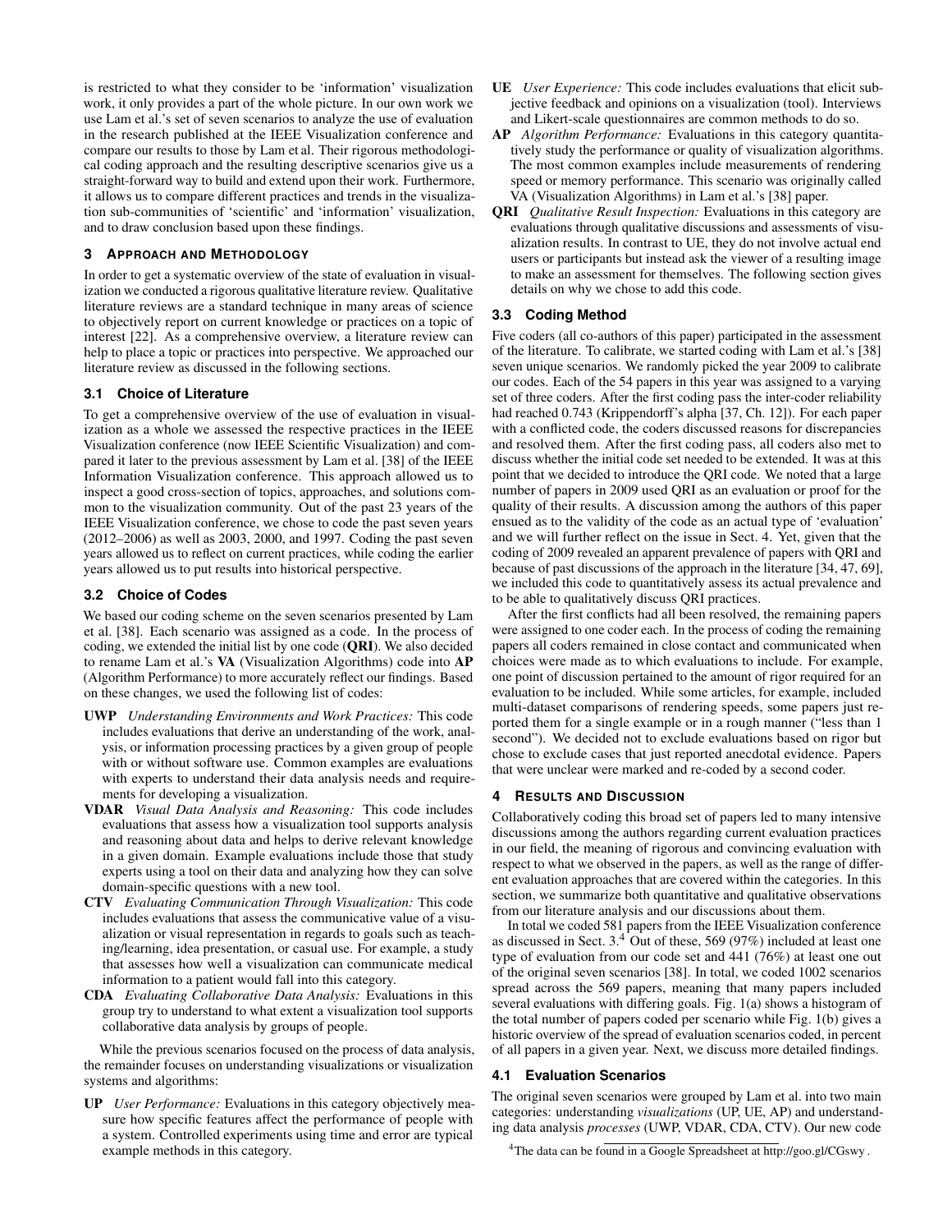is restricted to what they consider to be 'information' visualization work, it only provides a part of the whole picture. In our own work we use Lam et al.'s set of seven scenarios to analyze the use of evaluation in the research published at the IEEE Visualization conference and compare our results to those by Lam et al. Their rigorous methodological coding approach and the resulting descriptive scenarios give us a straight-forward way to build and extend upon their work. Furthermore, it allows us to compare different practices and trends in the visualization sub-communities of 'scientific' and 'information' visualization, and to draw conclusion based upon these findings.

## 3 Approach and Methodology

In order to get a systematic overview of the state of evaluation in visualization we conducted a rigorous qualitative literature review. Qualitative literature reviews are a standard technique in many areas of science to objectively report on current knowledge or practices on a topic of interest [22]. As a comprehensive overview, a literature review can help to place a topic or practices into perspective. We approached our literature review as discussed in the following sections.

### 3.1 Choice of Literature

To get a comprehensive overview of the use of evaluation in visualization as a whole we assessed the respective practices in the IEEE Visualization conference (now IEEE Scientific Visualization) and compared it later to the previous assessment by Lam et al. [38] of the IEEE Information Visualization conference. This approach allowed us to inspect a good cross-section of topics, approaches, and solutions common to the visualization community. Out of the past 23 years of the IEEE Visualization conference, we chose to code the past seven years (2012–2006) as well as 2003, 2000, and 1997. Coding the past seven years allowed us to reflect on current practices, while coding the earlier years allowed us to put results into historical perspective.

### 3.2 Choice of Codes

We based our coding scheme on the seven scenarios presented by Lam et al. [38]. Each scenario was assigned as a code. In the process of coding, we extended the initial list by one code (**QRI**). We also decided to rename Lam et al.'s **VA** (Visualization Algorithms) code into **AP** (Algorithm Performance) to more accurately reflect our findings. Based on these changes, we used the following list of codes:

- **UWP** *Understanding Environments and Work Practices:* This code includes evaluations that derive an understanding of the work, analysis, or information processing practices by a given group of people with or without software use. Common examples are evaluations with experts to understand their data analysis needs and requirements for developing a visualization.
- **VDAR** *Visual Data Analysis and Reasoning:* This code includes evaluations that assess how a visualization tool supports analysis and reasoning about data and helps to derive relevant knowledge in a given domain. Example evaluations include those that study experts using a tool on their data and analyzing how they can solve domain-specific questions with a new tool.
- **CTV** *Evaluating Communication Through Visualization:* This code includes evaluations that assess the communicative value of a visualization or visual representation in regards to goals such as teaching/learning, idea presentation, or casual use. For example, a study that assesses how well a visualization can communicate medical information to a patient would fall into this category.
- **CDA** *Evaluating Collaborative Data Analysis:* Evaluations in this group try to understand to what extent a visualization tool supports collaborative data analysis by groups of people.

While the previous scenarios focused on the process of data analysis, the remainder focuses on understanding visualizations or visualization systems and algorithms:

- **UP** *User Performance:* Evaluations in this category objectively measure how specific features affect the performance of people with a system. Controlled experiments using time and error are typical example methods in this category.
- **UE** *User Experience:* This code includes evaluations that elicit subjective feedback and opinions on a visualization (tool). Interviews and Likert-scale questionnaires are common methods to do so.
- **AP** *Algorithm Performance:* Evaluations in this category quantitatively study the performance or quality of visualization algorithms. The most common examples include measurements of rendering speed or memory performance. This scenario was originally called VA (Visualization Algorithms) in Lam et al.'s [38] paper.
- **QRI** *Qualitative Result Inspection:* Evaluations in this category are evaluations through qualitative discussions and assessments of visualization results. In contrast to UE, they do not involve actual end users or participants but instead ask the viewer of a resulting image to make an assessment for themselves. The following section gives details on why we chose to add this code.

### 3.3 Coding Method

Five coders (all co-authors of this paper) participated in the assessment of the literature. To calibrate, we started coding with Lam et al.'s [38] seven unique scenarios. We randomly picked the year 2009 to calibrate our codes. Each of the 54 papers in this year was assigned to a varying set of three coders. After the first coding pass the inter-coder reliability had reached 0.743 (Krippendorff's alpha [37, Ch. 12]). For each paper with a conflicted code, the coders discussed reasons for discrepancies and resolved them. After the first coding pass, all coders also met to discuss whether the initial code set needed to be extended. It was at this point that we decided to introduce the QRI code. We noted that a large number of papers in 2009 used QRI as an evaluation or proof for the quality of their results. A discussion among the authors of this paper ensued as to the validity of the code as an actual type of 'evaluation' and we will further reflect on the issue in Sect. 4. Yet, given that the coding of 2009 revealed an apparent prevalence of papers with QRI and because of past discussions of the approach in the literature [34, 47, 69], we included this code to quantitatively assess its actual prevalence and to be able to qualitatively discuss QRI practices.

After the first conflicts had all been resolved, the remaining papers were assigned to one coder each. In the process of coding the remaining papers all coders remained in close contact and communicated when choices were made as to which evaluations to include. For example, one point of discussion pertained to the amount of rigor required for an evaluation to be included. While some articles, for example, included multi-dataset comparisons of rendering speeds, some papers just reported them for a single example or in a rough manner ("less than 1 second"). We decided not to exclude evaluations based on rigor but chose to exclude cases that just reported anecdotal evidence. Papers that were unclear were marked and re-coded by a second coder.

## 4 Results and Discussion

Collaboratively coding this broad set of papers led to many intensive discussions among the authors regarding current evaluation practices in our field, the meaning of rigorous and convincing evaluation with respect to what we observed in the papers, as well as the range of different evaluation approaches that are covered within the categories. In this section, we summarize both quantitative and qualitative observations from our literature analysis and our discussions about them.

In total we coded 581 papers from the IEEE Visualization conference as discussed in Sect. 3.[4] Out of these, 569 (97%) included at least one type of evaluation from our code set and 441 (76%) at least one out of the original seven scenarios [38]. In total, we coded 1002 scenarios spread across the 569 papers, meaning that many papers included several evaluations with differing goals. Fig. 1(a) shows a histogram of the total number of papers coded per scenario while Fig. 1(b) gives a historic overview of the spread of evaluation scenarios coded, in percent of all papers in a given year. Next, we discuss more detailed findings.

### 4.1 Evaluation Scenarios

The original seven scenarios were grouped by Lam et al. into two main categories: understanding *visualizations* (UP, UE, AP) and understanding data analysis *processes* (UWP, VDAR, CDA, CTV). Our new code

[4] The data can be found in a Google Spreadsheet at http://goo.gl/CGswy .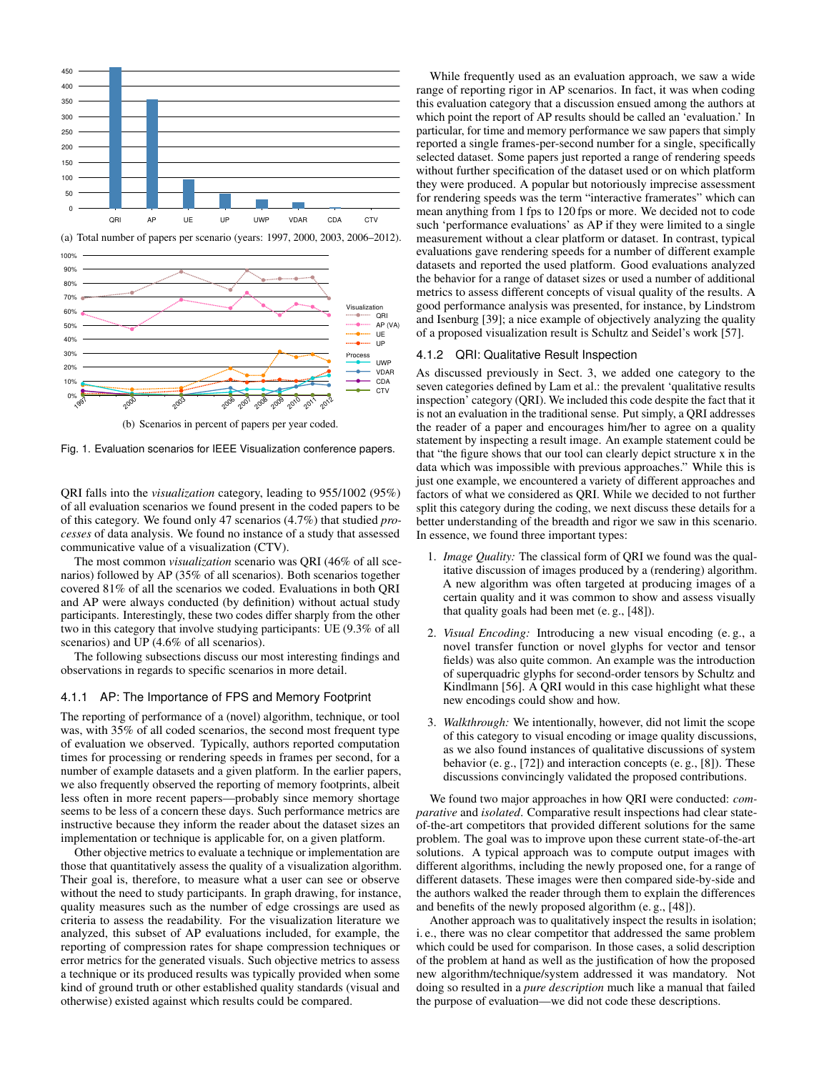(a) Total number of papers per scenario (years: 1997, 2000, 2003, 2006–2012).

(b) Scenarios in percent of papers per year coded.

Fig. 1. Evaluation scenarios for IEEE Visualization conference papers.

QRI falls into the *visualization* category, leading to 955/1002 (95%) of all evaluation scenarios we found present in the coded papers to be of this category. We found only 47 scenarios (4.7%) that studied *processes* of data analysis. We found no instance of a study that assessed communicative value of a visualization (CTV).

The most common *visualization* scenario was QRI (46% of all scenarios) followed by AP (35% of all scenarios). Both scenarios together covered 81% of all the scenarios we coded. Evaluations in both QRI and AP were always conducted (by definition) without actual study participants. Interestingly, these two codes differ sharply from the other two in this category that involve studying participants: UE (9.3% of all scenarios) and UP (4.6% of all scenarios).

The following subsections discuss our most interesting findings and observations in regards to specific scenarios in more detail.

#### 4.1.1 AP: The Importance of FPS and Memory Footprint

The reporting of performance of a (novel) algorithm, technique, or tool was, with 35% of all coded scenarios, the second most frequent type of evaluation we observed. Typically, authors reported computation times for processing or rendering speeds in frames per second, for a number of example datasets and a given platform. In the earlier papers, we also frequently observed the reporting of memory footprints, albeit less often in more recent papers—probably since memory shortage seems to be less of a concern these days. Such performance metrics are instructive because they inform the reader about the dataset sizes an implementation or technique is applicable for, on a given platform.

Other objective metrics to evaluate a technique or implementation are those that quantitatively assess the quality of a visualization algorithm. Their goal is, therefore, to measure what a user can see or observe without the need to study participants. In graph drawing, for instance, quality measures such as the number of edge crossings are used as criteria to assess the readability. For the visualization literature we analyzed, this subset of AP evaluations included, for example, the reporting of compression rates for shape compression techniques or error metrics for the generated visuals. Such objective metrics to assess a technique or its produced results was typically provided when some kind of ground truth or other established quality standards (visual and otherwise) existed against which results could be compared.

While frequently used as an evaluation approach, we saw a wide range of reporting rigor in AP scenarios. In fact, it was when coding this evaluation category that a discussion ensued among the authors at which point the report of AP results should be called an 'evaluation.' In particular, for time and memory performance we saw papers that simply reported a single frames-per-second number for a single, specifically selected dataset. Some papers just reported a range of rendering speeds without further specification of the dataset used or on which platform they were produced. A popular but notoriously imprecise assessment for rendering speeds was the term "interactive framerates" which can mean anything from 1 fps to 120 fps or more. We decided not to code such 'performance evaluations' as AP if they were limited to a single measurement without a clear platform or dataset. In contrast, typical evaluations gave rendering speeds for a number of different example datasets and reported the used platform. Good evaluations analyzed the behavior for a range of dataset sizes or used a number of additional metrics to assess different concepts of visual quality of the results. A good performance analysis was presented, for instance, by Lindstrom and Isenburg [39]; a nice example of objectively analyzing the quality of a proposed visualization result is Schultz and Seidel's work [57].

#### 4.1.2 QRI: Qualitative Result Inspection

As discussed previously in Sect. 3, we added one category to the seven categories defined by Lam et al.: the prevalent 'qualitative results inspection' category (QRI). We included this code despite the fact that it is not an evaluation in the traditional sense. Put simply, a QRI addresses the reader of a paper and encourages him/her to agree on a quality statement by inspecting a result image. An example statement could be that "the figure shows that our tool can clearly depict structure x in the data which was impossible with previous approaches." While this is just one example, we encountered a variety of different approaches and factors of what we considered as QRI. While we decided to not further split this category during the coding, we next discuss these details for a better understanding of the breadth and rigor we saw in this scenario. In essence, we found three important types:

1. *Image Quality:* The classical form of QRI we found was the qualitative discussion of images produced by a (rendering) algorithm. A new algorithm was often targeted at producing images of a certain quality and it was common to show and assess visually that quality goals had been met (e. g., [48]).

2. *Visual Encoding:* Introducing a new visual encoding (e. g., a novel transfer function or novel glyphs for vector and tensor fields) was also quite common. An example was the introduction of superquadric glyphs for second-order tensors by Schultz and Kindlmann [56]. A QRI would in this case highlight what these new encodings could show and how.

3. *Walkthrough:* We intentionally, however, did not limit the scope of this category to visual encoding or image quality discussions, as we also found instances of qualitative discussions of system behavior (e. g., [72]) and interaction concepts (e. g., [8]). These discussions convincingly validated the proposed contributions.

We found two major approaches in how QRI were conducted: *comparative* and *isolated*. Comparative result inspections had clear state-of-the-art competitors that provided different solutions for the same problem. The goal was to improve upon these current state-of-the-art solutions. A typical approach was to compute output images with different algorithms, including the newly proposed one, for a range of different datasets. These images were then compared side-by-side and the authors walked the reader through them to explain the differences and benefits of the newly proposed algorithm (e. g., [48]).

Another approach was to qualitatively inspect the results in isolation; i. e., there was no clear competitor that addressed the same problem which could be used for comparison. In those cases, a solid description of the problem at hand as well as the justification of how the proposed new algorithm/technique/system addressed it was mandatory. Not doing so resulted in a *pure description* much like a manual that failed the purpose of evaluation—we did not code these descriptions.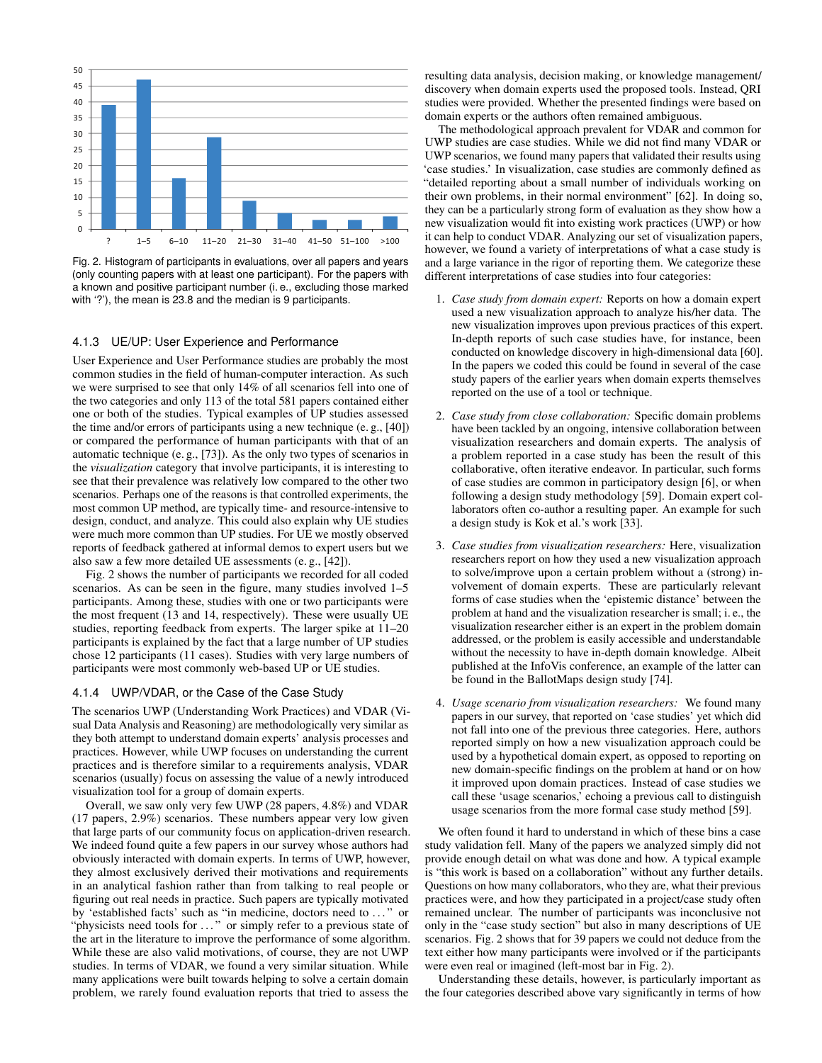50
45
40
35
30
25
20
15
10
5
0

? 1–5 6–10 11–20 21–30 31–40 41–50 51–100 >100

Fig. 2. Histogram of participants in evaluations, over all papers and years (only counting papers with at least one participant). For the papers with a known and positive participant number (i. e., excluding those marked with '?'), the mean is 23.8 and the median is 9 participants.

#### 4.1.3 UE/UP: User Experience and Performance

User Experience and User Performance studies are probably the most common studies in the field of human-computer interaction. As such we were surprised to see that only 14% of all scenarios fell into one of the two categories and only 113 of the total 581 papers contained either one or both of the studies. Typical examples of UP studies assessed the time and/or errors of participants using a new technique (e. g., [40]) or compared the performance of human participants with that of an automatic technique (e. g., [73]). As the only two types of scenarios in the *visualization* category that involve participants, it is interesting to see that their prevalence was relatively low compared to the other two scenarios. Perhaps one of the reasons is that controlled experiments, the most common UP method, are typically time- and resource-intensive to design, conduct, and analyze. This could also explain why UE studies were much more common than UP studies. For UE we mostly observed reports of feedback gathered at informal demos to expert users but we also saw a few more detailed UE assessments (e. g., [42]).

Fig. 2 shows the number of participants we recorded for all coded scenarios. As can be seen in the figure, many studies involved 1–5 participants. Among these, studies with one or two participants were the most frequent (13 and 14, respectively). These were usually UE studies, reporting feedback from experts. The larger spike at 11–20 participants is explained by the fact that a large number of UP studies chose 12 participants (11 cases). Studies with very large numbers of participants were most commonly web-based UP or UE studies.

#### 4.1.4 UWP/VDAR, or the Case of the Case Study

The scenarios UWP (Understanding Work Practices) and VDAR (Visual Data Analysis and Reasoning) are methodologically very similar as they both attempt to understand domain experts' analysis processes and practices. However, while UWP focuses on understanding the current practices and is therefore similar to a requirements analysis, VDAR scenarios (usually) focus on assessing the value of a newly introduced visualization tool for a group of domain experts.

Overall, we saw only very few UWP (28 papers, 4.8%) and VDAR (17 papers, 2.9%) scenarios. These numbers appear very low given that large parts of our community focus on application-driven research. We indeed found quite a few papers in our survey whose authors had obviously interacted with domain experts. In terms of UWP, however, they almost exclusively derived their motivations and requirements in an analytical fashion rather than from talking to real people or figuring out real needs in practice. Such papers are typically motivated by 'established facts' such as "in medicine, doctors need to ..." or "physicists need tools for ..." or simply refer to a previous state of the art in the literature to improve the performance of some algorithm. While these are also valid motivations, of course, they are not UWP studies. In terms of VDAR, we found a very similar situation. While many applications were built towards helping to solve a certain domain problem, we rarely found evaluation reports that tried to assess the resulting data analysis, decision making, or knowledge management/discovery when domain experts used the proposed tools. Instead, QRI studies were provided. Whether the presented findings were based on domain experts or the authors often remained ambiguous.

The methodological approach prevalent for VDAR and common for UWP studies are case studies. While we did not find many VDAR or UWP scenarios, we found many papers that validated their results using 'case studies.' In visualization, case studies are commonly defined as "detailed reporting about a small number of individuals working on their own problems, in their normal environment" [62]. In doing so, they can be a particularly strong form of evaluation as they show how a new visualization would fit into existing work practices (UWP) or how it can help to conduct VDAR. Analyzing our set of visualization papers, however, we found a variety of interpretations of what a case study is and a large variance in the rigor of reporting them. We categorize these different interpretations of case studies into four categories:

1. *Case study from domain expert:* Reports on how a domain expert used a new visualization approach to analyze his/her data. The new visualization improves upon previous practices of this expert. In-depth reports of such case studies have, for instance, been conducted on knowledge discovery in high-dimensional data [60]. In the papers we coded this could be found in several of the case study papers of the earlier years when domain experts themselves reported on the use of a tool or technique.
2. *Case study from close collaboration:* Specific domain problems have been tackled by an ongoing, intensive collaboration between visualization researchers and domain experts. The analysis of a problem reported in a case study has been the result of this collaborative, often iterative endeavor. In particular, such forms of case studies are common in participatory design [6], or when following a design study methodology [59]. Domain expert collaborators often co-author a resulting paper. An example for such a design study is Kok et al.'s work [33].
3. *Case studies from visualization researchers:* Here, visualization researchers report on how they used a new visualization approach to solve/improve upon a certain problem without a (strong) involvement of domain experts. These are particularly relevant forms of case studies when the 'epistemic distance' between the problem at hand and the visualization researcher is small; i. e., the visualization researcher either is an expert in the problem domain addressed, or the problem is easily accessible and understandable without the necessity to have in-depth domain knowledge. Albeit published at the InfoVis conference, an example of the latter can be found in the BallotMaps design study [74].
4. *Usage scenario from visualization researchers:* We found many papers in our survey, that reported on 'case studies' yet which did not fall into one of the previous three categories. Here, authors reported simply on how a new visualization approach could be used by a hypothetical domain expert, as opposed to reporting on new domain-specific findings on the problem at hand or on how it improved upon domain practices. Instead of case studies we call these 'usage scenarios,' echoing a previous call to distinguish usage scenarios from the more formal case study method [59].

We often found it hard to understand in which of these bins a case study validation fell. Many of the papers we analyzed simply did not provide enough detail on what was done and how. A typical example is "this work is based on a collaboration" without any further details. Questions on how many collaborators, who they are, what their previous practices were, and how they participated in a project/case study often remained unclear. The number of participants was inconclusive not only in the "case study section" but also in many descriptions of UE scenarios. Fig. 2 shows that for 39 papers we could not deduce from the text either how many participants were involved or if the participants were even real or imagined (left-most bar in Fig. 2).

Understanding these details, however, is particularly important as the four categories described above vary significantly in terms of how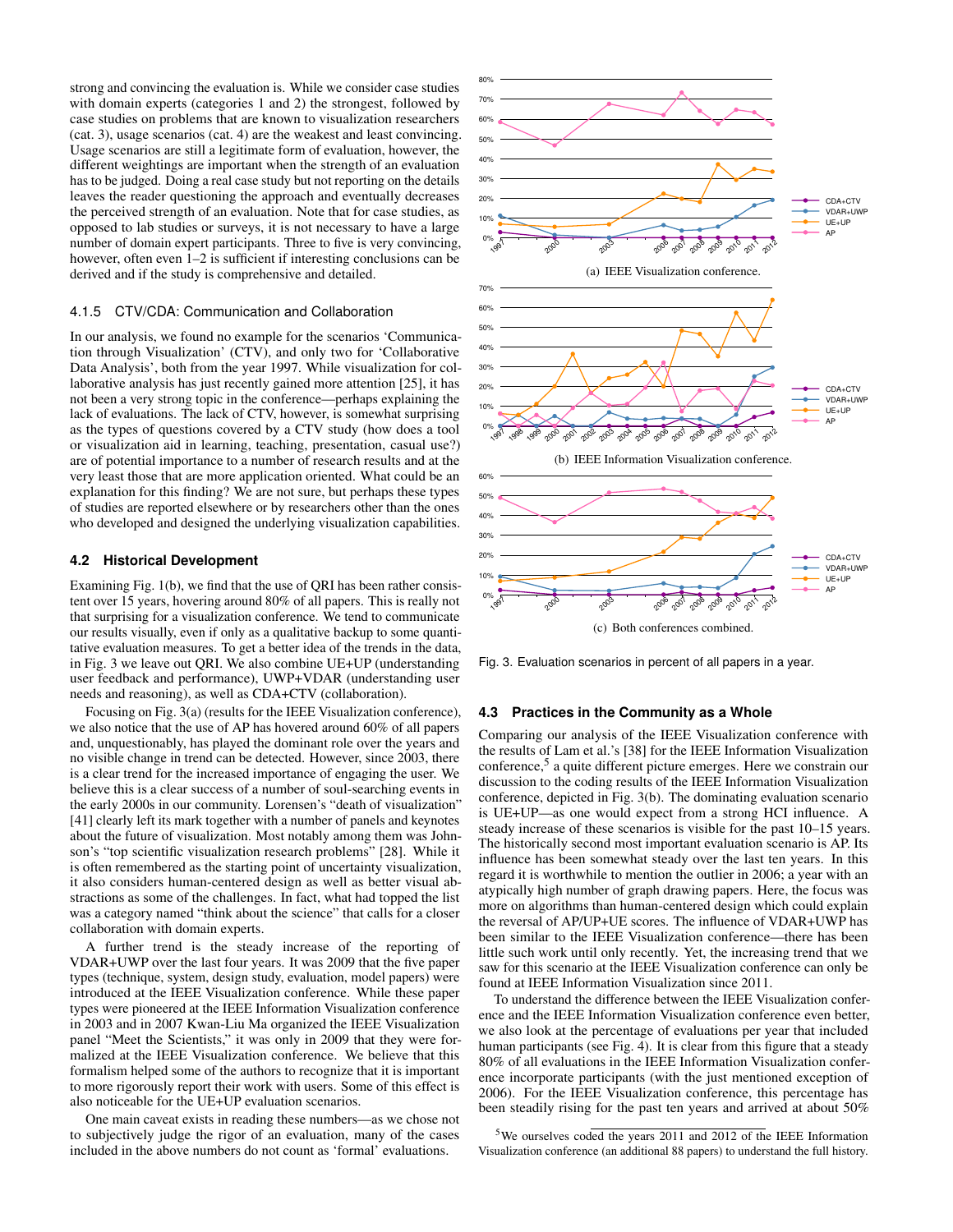strong and convincing the evaluation is. While we consider case studies with domain experts (categories 1 and 2) the strongest, followed by case studies on problems that are known to visualization researchers (cat. 3), usage scenarios (cat. 4) are the weakest and least convincing. Usage scenarios are still a legitimate form of evaluation, however, the different weightings are important when the strength of an evaluation has to be judged. Doing a real case study but not reporting on the details leaves the reader questioning the approach and eventually decreases the perceived strength of an evaluation. Note that for case studies, as opposed to lab studies or surveys, it is not necessary to have a large number of domain expert participants. Three to five is very convincing, however, often even 1–2 is sufficient if interesting conclusions can be derived and if the study is comprehensive and detailed.

#### 4.1.5 CTV/CDA: Communication and Collaboration

In our analysis, we found no example for the scenarios 'Communication through Visualization' (CTV), and only two for 'Collaborative Data Analysis', both from the year 1997. While visualization for collaborative analysis has just recently gained more attention [25], it has not been a very strong topic in the conference—perhaps explaining the lack of evaluations. The lack of CTV, however, is somewhat surprising as the types of questions covered by a CTV study (how does a tool or visualization aid in learning, teaching, presentation, casual use?) are of potential importance to a number of research results and at the very least those that are more application oriented. What could be an explanation for this finding? We are not sure, but perhaps these types of studies are reported elsewhere or by researchers other than the ones who developed and designed the underlying visualization capabilities.

### 4.2 Historical Development

Examining Fig. 1(b), we find that the use of QRI has been rather consistent over 15 years, hovering around 80% of all papers. This is really not that surprising for a visualization conference. We tend to communicate our results visually, even if only as a qualitative backup to some quantitative evaluation measures. To get a better idea of the trends in the data, in Fig. 3 we leave out QRI. We also combine UE+UP (understanding user feedback and performance), UWP+VDAR (understanding user needs and reasoning), as well as CDA+CTV (collaboration).

Focusing on Fig. 3(a) (results for the IEEE Visualization conference), we also notice that the use of AP has hovered around 60% of all papers and, unquestionably, has played the dominant role over the years and no visible change in trend can be detected. However, since 2003, there is a clear trend for the increased importance of engaging the user. We believe this is a clear success of a number of soul-searching events in the early 2000s in our community. Lorensen's "death of visualization" [41] clearly left its mark together with a number of panels and keynotes about the future of visualization. Most notably among them was Johnson's "top scientific visualization research problems" [28]. While it is often remembered as the starting point of uncertainty visualization, it also considers human-centered design as well as better visual abstractions as some of the challenges. In fact, what had topped the list was a category named "think about the science" that calls for a closer collaboration with domain experts.

A further trend is the steady increase of the reporting of VDAR+UWP over the last four years. It was 2009 that the five paper types (technique, system, design study, evaluation, model papers) were introduced at the IEEE Visualization conference. While these paper types were pioneered at the IEEE Information Visualization conference in 2003 and in 2007 Kwan-Liu Ma organized the IEEE Visualization panel "Meet the Scientists," it was only in 2009 that they were formalized at the IEEE Visualization conference. We believe that this formalism helped some of the authors to recognize that it is important to more rigorously report their work with users. Some of this effect is also noticeable for the UE+UP evaluation scenarios.

One main caveat exists in reading these numbers—as we chose not to subjectively judge the rigor of an evaluation, many of the cases included in the above numbers do not count as 'formal' evaluations.

(a) IEEE Visualization conference.

(b) IEEE Information Visualization conference.

(c) Both conferences combined.

Fig. 3. Evaluation scenarios in percent of all papers in a year.

### 4.3 Practices in the Community as a Whole

Comparing our analysis of the IEEE Visualization conference with the results of Lam et al.'s [38] for the IEEE Information Visualization conference,[5] a quite different picture emerges. Here we constrain our discussion to the coding results of the IEEE Information Visualization conference, depicted in Fig. 3(b). The dominating evaluation scenario is UE+UP—as one would expect from a strong HCI influence. A steady increase of these scenarios is visible for the past 10–15 years. The historically second most important evaluation scenario is AP. Its influence has been somewhat steady over the last ten years. In this regard it is worthwhile to mention the outlier in 2006; a year with an atypically high number of graph drawing papers. Here, the focus was more on algorithms than human-centered design which could explain the reversal of AP/UP+UE scores. The influence of VDAR+UWP has been similar to the IEEE Visualization conference—there has been little such work until only recently. Yet, the increasing trend that we saw for this scenario at the IEEE Visualization conference can only be found at IEEE Information Visualization since 2011.

To understand the difference between the IEEE Visualization conference and the IEEE Information Visualization conference even better, we also look at the percentage of evaluations per year that included human participants (see Fig. 4). It is clear from this figure that a steady 80% of all evaluations in the IEEE Information Visualization conference incorporate participants (with the just mentioned exception of 2006). For the IEEE Visualization conference, this percentage has been steadily rising for the past ten years and arrived at about 50%

[5] We ourselves coded the years 2011 and 2012 of the IEEE Information Visualization conference (an additional 88 papers) to understand the full history.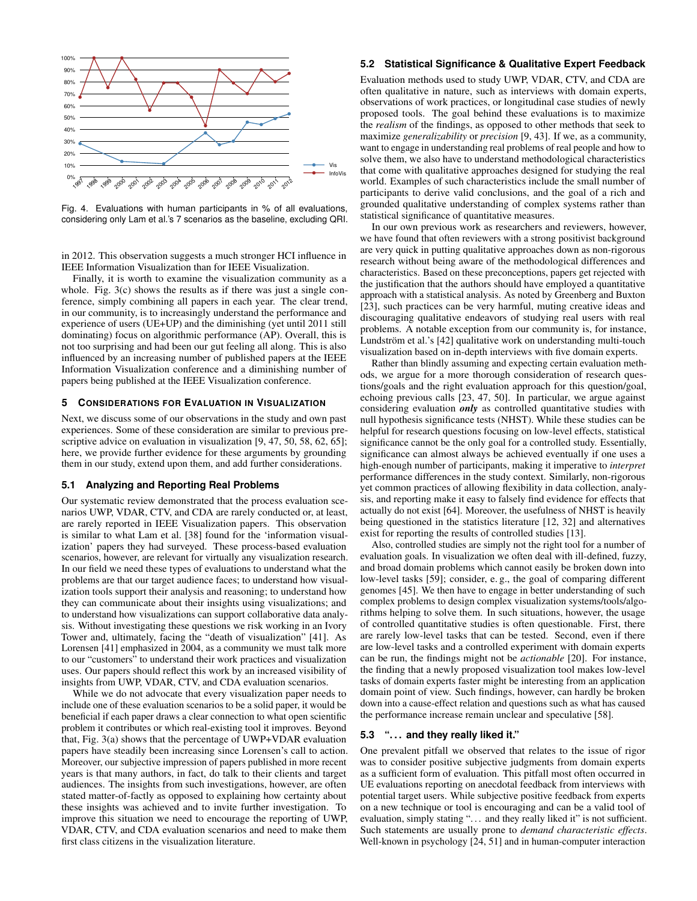100%
90%
80%
70%
60%
50%
40%
30%
20%
10%
0%

1997 1998 1999 2000 2001 2002 2003 2004 2005 2006 2007 2008 2009 2010 2011 2012

Vis
InfoVis

Fig. 4. Evaluations with human participants in % of all evaluations, considering only Lam et al.'s 7 scenarios as the baseline, excluding QRI.

in 2012. This observation suggests a much stronger HCI influence in IEEE Information Visualization than for IEEE Visualization.

Finally, it is worth to examine the visualization community as a whole. Fig. 3(c) shows the results as if there was just a single conference, simply combining all papers in each year. The clear trend, in our community, is to increasingly understand the performance and experience of users (UE+UP) and the diminishing (yet until 2011 still dominating) focus on algorithmic performance (AP). Overall, this is not too surprising and had been our gut feeling all along. This is also influenced by an increasing number of published papers at the IEEE Information Visualization conference and a diminishing number of papers being published at the IEEE Visualization conference.

## 5 Considerations for Evaluation in Visualization

Next, we discuss some of our observations in the study and own past experiences. Some of these consideration are similar to previous prescriptive advice on evaluation in visualization [9, 47, 50, 58, 62, 65]; here, we provide further evidence for these arguments by grounding them in our study, extend upon them, and add further considerations.

### 5.1 Analyzing and Reporting Real Problems

Our systematic review demonstrated that the process evaluation scenarios UWP, VDAR, CTV, and CDA are rarely conducted or, at least, are rarely reported in IEEE Visualization papers. This observation is similar to what Lam et al. [38] found for the 'information visualization' papers they had surveyed. These process-based evaluation scenarios, however, are relevant for virtually any visualization research. In our field we need these types of evaluations to understand what the problems are that our target audience faces; to understand how visualization tools support their analysis and reasoning; to understand how they can communicate about their insights using visualizations; and to understand how visualizations can support collaborative data analysis. Without investigating these questions we risk working in an Ivory Tower and, ultimately, facing the "death of visualization" [41]. As Lorensen [41] emphasized in 2004, as a community we must talk more to our "customers" to understand their work practices and visualization uses. Our papers should reflect this work by an increased visibility of insights from UWP, VDAR, CTV, and CDA evaluation scenarios.

While we do not advocate that every visualization paper needs to include one of these evaluation scenarios to be a solid paper, it would be beneficial if each paper draws a clear connection to what open scientific problem it contributes or which real-existing tool it improves. Beyond that, Fig. 3(a) shows that the percentage of UWP+VDAR evaluation papers have steadily been increasing since Lorensen's call to action. Moreover, our subjective impression of papers published in more recent years is that many authors, in fact, do talk to their clients and target audiences. The insights from such investigations, however, are often stated matter-of-factly as opposed to explaining how certainty about these insights was achieved and to invite further investigation. To improve this situation we need to encourage the reporting of UWP, VDAR, CTV, and CDA evaluation scenarios and need to make them first class citizens in the visualization literature.

### 5.2 Statistical Significance & Qualitative Expert Feedback

Evaluation methods used to study UWP, VDAR, CTV, and CDA are often qualitative in nature, such as interviews with domain experts, observations of work practices, or longitudinal case studies of newly proposed tools. The goal behind these evaluations is to maximize the *realism* of the findings, as opposed to other methods that seek to maximize *generalizability* or *precision* [9, 43]. If we, as a community, want to engage in understanding real problems of real people and how to solve them, we also have to understand methodological characteristics that come with qualitative approaches designed for studying the real world. Examples of such characteristics include the small number of participants to derive valid conclusions, and the goal of a rich and grounded qualitative understanding of complex systems rather than statistical significance of quantitative measures.

In our own previous work as researchers and reviewers, however, we have found that often reviewers with a strong positivist background are very quick in putting qualitative approaches down as non-rigorous research without being aware of the methodological differences and characteristics. Based on these preconceptions, papers get rejected with the justification that the authors should have employed a quantitative approach with a statistical analysis. As noted by Greenberg and Buxton [23], such practices can be very harmful, muting creative ideas and discouraging qualitative endeavors of studying real users with real problems. A notable exception from our community is, for instance, Lundström et al.'s [42] qualitative work on understanding multi-touch visualization based on in-depth interviews with five domain experts.

Rather than blindly assuming and expecting certain evaluation methods, we argue for a more thorough consideration of research questions/goals and the right evaluation approach for this question/goal, echoing previous calls [23, 47, 50]. In particular, we argue against considering evaluation ***only*** as controlled quantitative studies with null hypothesis significance tests (NHST). While these studies can be helpful for research questions focusing on low-level effects, statistical significance cannot be the only goal for a controlled study. Essentially, significance can almost always be achieved eventually if one uses a high-enough number of participants, making it imperative to *interpret* performance differences in the study context. Similarly, non-rigorous yet common practices of allowing flexibility in data collection, analysis, and reporting make it easy to falsely find evidence for effects that actually do not exist [64]. Moreover, the usefulness of NHST is heavily being questioned in the statistics literature [12, 32] and alternatives exist for reporting the results of controlled studies [13].

Also, controlled studies are simply not the right tool for a number of evaluation goals. In visualization we often deal with ill-defined, fuzzy, and broad domain problems which cannot easily be broken down into low-level tasks [59]; consider, e. g., the goal of comparing different genomes [45]. We then have to engage in better understanding of such complex problems to design complex visualization systems/tools/algorithms helping to solve them. In such situations, however, the usage of controlled quantitative studies is often questionable. First, there are rarely low-level tasks that can be tested. Second, even if there are low-level tasks and a controlled experiment with domain experts can be run, the findings might not be *actionable* [20]. For instance, the finding that a newly proposed visualization tool makes low-level tasks of domain experts faster might be interesting from an application domain point of view. Such findings, however, can hardly be broken down into a cause-effect relation and questions such as what has caused the performance increase remain unclear and speculative [58].

### 5.3 "... and they really liked it."

One prevalent pitfall we observed that relates to the issue of rigor was to consider positive subjective judgments from domain experts as a sufficient form of evaluation. This pitfall most often occurred in UE evaluations reporting on anecdotal feedback from interviews with potential target users. While subjective positive feedback from experts on a new technique or tool is encouraging and can be a valid tool of evaluation, simply stating "... and they really liked it" is not sufficient. Such statements are usually prone to *demand characteristic effects*. Well-known in psychology [24, 51] and in human-computer interaction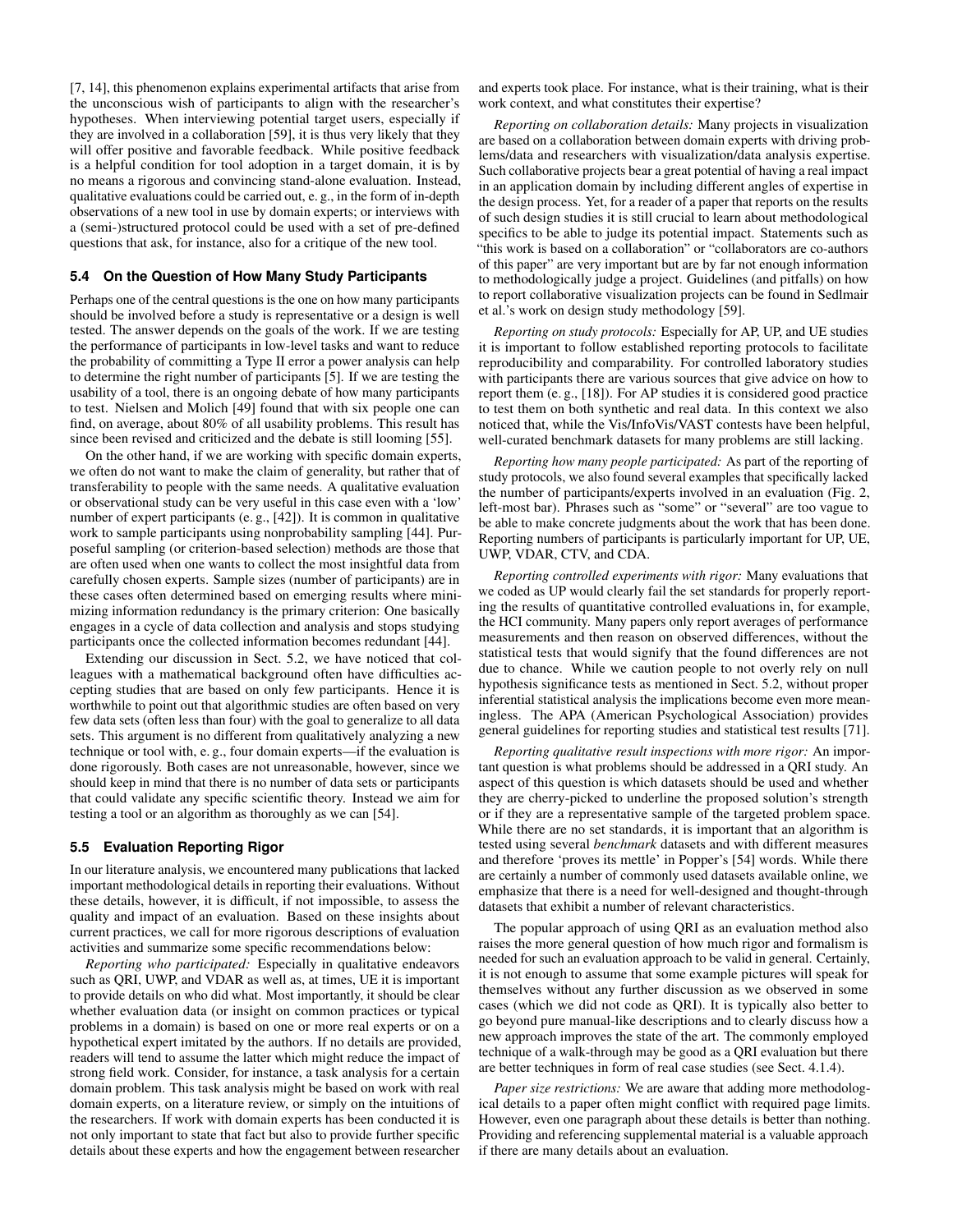[7, 14], this phenomenon explains experimental artifacts that arise from the unconscious wish of participants to align with the researcher's hypotheses. When interviewing potential target users, especially if they are involved in a collaboration [59], it is thus very likely that they will offer positive and favorable feedback. While positive feedback is a helpful condition for tool adoption in a target domain, it is by no means a rigorous and convincing stand-alone evaluation. Instead, qualitative evaluations could be carried out, e. g., in the form of in-depth observations of a new tool in use by domain experts; or interviews with a (semi-)structured protocol could be used with a set of pre-defined questions that ask, for instance, also for a critique of the new tool.

### 5.4 On the Question of How Many Study Participants

Perhaps one of the central questions is the one on how many participants should be involved before a study is representative or a design is well tested. The answer depends on the goals of the work. If we are testing the performance of participants in low-level tasks and want to reduce the probability of committing a Type II error a power analysis can help to determine the right number of participants [5]. If we are testing the usability of a tool, there is an ongoing debate of how many participants to test. Nielsen and Molich [49] found that with six people one can find, on average, about 80% of all usability problems. This result has since been revised and criticized and the debate is still looming [55].

On the other hand, if we are working with specific domain experts, we often do not want to make the claim of generality, but rather that of transferability to people with the same needs. A qualitative evaluation or observational study can be very useful in this case even with a 'low' number of expert participants (e. g., [42]). It is common in qualitative work to sample participants using nonprobability sampling [44]. Purposeful sampling (or criterion-based selection) methods are those that are often used when one wants to collect the most insightful data from carefully chosen experts. Sample sizes (number of participants) are in these cases often determined based on emerging results where minimizing information redundancy is the primary criterion: One basically engages in a cycle of data collection and analysis and stops studying participants once the collected information becomes redundant [44].

Extending our discussion in Sect. 5.2, we have noticed that colleagues with a mathematical background often have difficulties accepting studies that are based on only few participants. Hence it is worthwhile to point out that algorithmic studies are often based on very few data sets (often less than four) with the goal to generalize to all data sets. This argument is no different from qualitatively analyzing a new technique or tool with, e. g., four domain experts—if the evaluation is done rigorously. Both cases are not unreasonable, however, since we should keep in mind that there is no number of data sets or participants that could validate any specific scientific theory. Instead we aim for testing a tool or an algorithm as thoroughly as we can [54].

### 5.5 Evaluation Reporting Rigor

In our literature analysis, we encountered many publications that lacked important methodological details in reporting their evaluations. Without these details, however, it is difficult, if not impossible, to assess the quality and impact of an evaluation. Based on these insights about current practices, we call for more rigorous descriptions of evaluation activities and summarize some specific recommendations below:

*Reporting who participated:* Especially in qualitative endeavors such as QRI, UWP, and VDAR as well as, at times, UE it is important to provide details on who did what. Most importantly, it should be clear whether evaluation data (or insight on common practices or typical problems in a domain) is based on one or more real experts or on a hypothetical expert imitated by the authors. If no details are provided, readers will tend to assume the latter which might reduce the impact of strong field work. Consider, for instance, a task analysis for a certain domain problem. This task analysis might be based on work with real domain experts, on a literature review, or simply on the intuitions of the researchers. If work with domain experts has been conducted it is not only important to state that fact but also to provide further specific details about these experts and how the engagement between researcher and experts took place. For instance, what is their training, what is their work context, and what constitutes their expertise?

*Reporting on collaboration details:* Many projects in visualization are based on a collaboration between domain experts with driving problems/data and researchers with visualization/data analysis expertise. Such collaborative projects bear a great potential of having a real impact in an application domain by including different angles of expertise in the design process. Yet, for a reader of a paper that reports on the results of such design studies it is still crucial to learn about methodological specifics to be able to judge its potential impact. Statements such as "this work is based on a collaboration" or "collaborators are co-authors of this paper" are very important but are by far not enough information to methodologically judge a project. Guidelines (and pitfalls) on how to report collaborative visualization projects can be found in Sedlmair et al.'s work on design study methodology [59].

*Reporting on study protocols:* Especially for AP, UP, and UE studies it is important to follow established reporting protocols to facilitate reproducibility and comparability. For controlled laboratory studies with participants there are various sources that give advice on how to report them (e. g., [18]). For AP studies it is considered good practice to test them on both synthetic and real data. In this context we also noticed that, while the Vis/InfoVis/VAST contests have been helpful, well-curated benchmark datasets for many problems are still lacking.

*Reporting how many people participated:* As part of the reporting of study protocols, we also found several examples that specifically lacked the number of participants/experts involved in an evaluation (Fig. 2, left-most bar). Phrases such as "some" or "several" are too vague to be able to make concrete judgments about the work that has been done. Reporting numbers of participants is particularly important for UP, UE, UWP, VDAR, CTV, and CDA.

*Reporting controlled experiments with rigor:* Many evaluations that we coded as UP would clearly fail the set standards for properly reporting the results of quantitative controlled evaluations in, for example, the HCI community. Many papers only report averages of performance measurements and then reason on observed differences, without the statistical tests that would signify that the found differences are not due to chance. While we caution people to not overly rely on null hypothesis significance tests as mentioned in Sect. 5.2, without proper inferential statistical analysis the implications become even more meaningless. The APA (American Psychological Association) provides general guidelines for reporting studies and statistical test results [71].

*Reporting qualitative result inspections with more rigor:* An important question is what problems should be addressed in a QRI study. An aspect of this question is which datasets should be used and whether they are cherry-picked to underline the proposed solution's strength or if they are a representative sample of the targeted problem space. While there are no set standards, it is important that an algorithm is tested using several *benchmark* datasets and with different measures and therefore 'proves its mettle' in Popper's [54] words. While there are certainly a number of commonly used datasets available online, we emphasize that there is a need for well-designed and thought-through datasets that exhibit a number of relevant characteristics.

The popular approach of using QRI as an evaluation method also raises the more general question of how much rigor and formalism is needed for such an evaluation approach to be valid in general. Certainly, it is not enough to assume that some example pictures will speak for themselves without any further discussion as we observed in some cases (which we did not code as QRI). It is typically also better to go beyond pure manual-like descriptions and to clearly discuss how a new approach improves the state of the art. The commonly employed technique of a walk-through may be good as a QRI evaluation but there are better techniques in form of real case studies (see Sect. 4.1.4).

*Paper size restrictions:* We are aware that adding more methodological details to a paper often might conflict with required page limits. However, even one paragraph about these details is better than nothing. Providing and referencing supplemental material is a valuable approach if there are many details about an evaluation.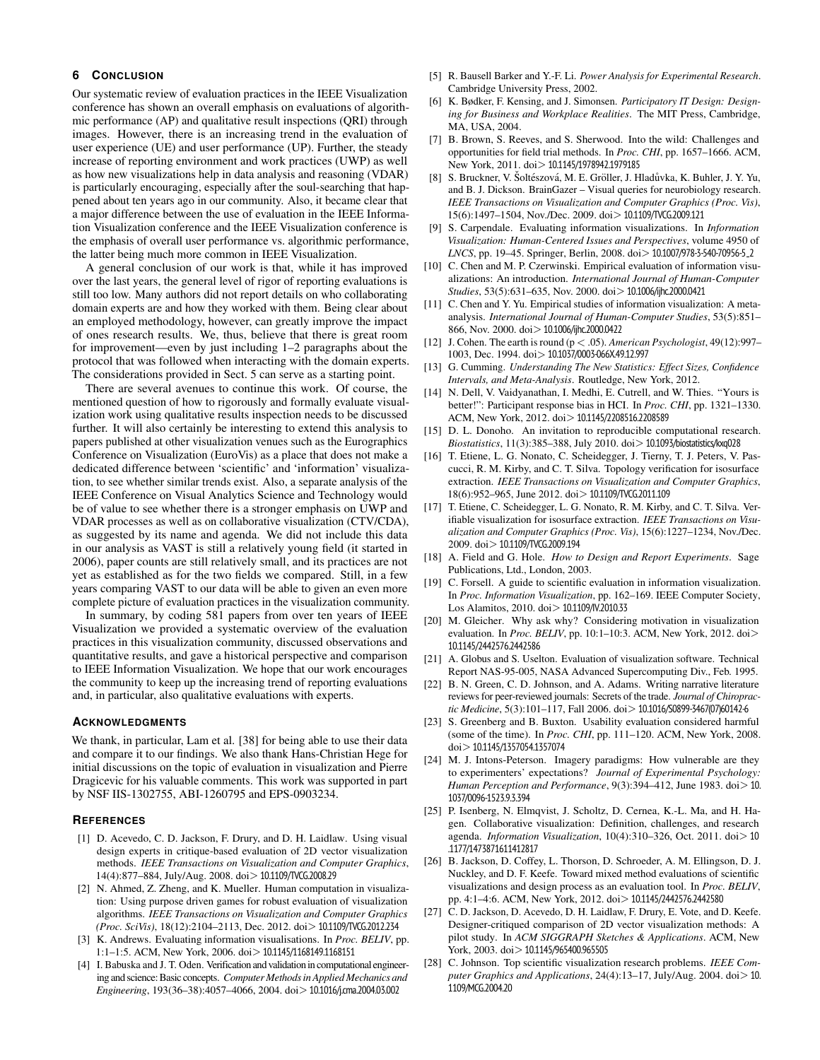## 6 Conclusion

Our systematic review of evaluation practices in the IEEE Visualization conference has shown an overall emphasis on evaluations of algorithmic performance (AP) and qualitative result inspections (QRI) through images. However, there is an increasing trend in the evaluation of user experience (UE) and user performance (UP). Further, the steady increase of reporting environment and work practices (UWP) as well as how new visualizations help in data analysis and reasoning (VDAR) is particularly encouraging, especially after the soul-searching that happened about ten years ago in our community. Also, it became clear that a major difference between the use of evaluation in the IEEE Information Visualization conference and the IEEE Visualization conference is the emphasis of overall user performance vs. algorithmic performance, the latter being much more common in IEEE Visualization.

A general conclusion of our work is that, while it has improved over the last years, the general level of rigor of reporting evaluations is still too low. Many authors did not report details on who collaborating domain experts are and how they worked with them. Being clear about an employed methodology, however, can greatly improve the impact of ones research results. We, thus, believe that there is great room for improvement—even by just including 1–2 paragraphs about the protocol that was followed when interacting with the domain experts. The considerations provided in Sect. 5 can serve as a starting point.

There are several avenues to continue this work. Of course, the mentioned question of how to rigorously and formally evaluate visualization work using qualitative results inspection needs to be discussed further. It will also certainly be interesting to extend this analysis to papers published at other visualization venues such as the Eurographics Conference on Visualization (EuroVis) as a place that does not make a dedicated difference between 'scientific' and 'information' visualization, to see whether similar trends exist. Also, a separate analysis of the IEEE Conference on Visual Analytics Science and Technology would be of value to see whether there is a stronger emphasis on UWP and VDAR processes as well as on collaborative visualization (CTV/CDA), as suggested by its name and agenda. We did not include this data in our analysis as VAST is still a relatively young field (it started in 2006), paper counts are still relatively small, and its practices are not yet as established as for the two fields we compared. Still, in a few years comparing VAST to our data will be able to given an even more complete picture of evaluation practices in the visualization community.

In summary, by coding 581 papers from over ten years of IEEE Visualization we provided a systematic overview of the evaluation practices in this visualization community, discussed observations and quantitative results, and gave a historical perspective and comparison to IEEE Information Visualization. We hope that our work encourages the community to keep up the increasing trend of reporting evaluations and, in particular, also qualitative evaluations with experts.

## Acknowledgments

We thank, in particular, Lam et al. [38] for being able to use their data and compare it to our findings. We also thank Hans-Christian Hege for initial discussions on the topic of evaluation in visualization and Pierre Dragicevic for his valuable comments. This work was supported in part by NSF IIS-1302755, ABI-1260795 and EPS-0903234.

## References

[1] D. Acevedo, C. D. Jackson, F. Drury, and D. H. Laidlaw. Using visual design experts in critique-based evaluation of 2D vector visualization methods. *IEEE Transactions on Visualization and Computer Graphics*, 14(4):877–884, July/Aug. 2008. doi> 10.1109/TVCG.2008.29

[2] N. Ahmed, Z. Zheng, and K. Mueller. Human computation in visualization: Using purpose driven games for robust evaluation of visualization algorithms. *IEEE Transactions on Visualization and Computer Graphics (Proc. SciVis)*, 18(12):2104–2113, Dec. 2012. doi> 10.1109/TVCG.2012.234

[3] K. Andrews. Evaluating information visualisations. In *Proc. BELIV*, pp. 1:1–1:5. ACM, New York, 2006. doi> 10.1145/1168149.1168151

[4] I. Babuska and J. T. Oden. Verification and validation in computational engineering and science: Basic concepts. *Computer Methods in Applied Mechanics and Engineering*, 193(36–38):4057–4066, 2004. doi> 10.1016/j.cma.2004.03.002

[5] R. Bausell Barker and Y.-F. Li. *Power Analysis for Experimental Research*. Cambridge University Press, 2002.

[6] K. Bødker, F. Kensing, and J. Simonsen. *Participatory IT Design: Designing for Business and Workplace Realities*. The MIT Press, Cambridge, MA, USA, 2004.

[7] B. Brown, S. Reeves, and S. Sherwood. Into the wild: Challenges and opportunities for field trial methods. In *Proc. CHI*, pp. 1657–1666. ACM, New York, 2011. doi> 10.1145/1978942.1979185

[8] S. Bruckner, V. Šoltészová, M. E. Gröller, J. Hladůvka, K. Buhler, J. Y. Yu, and B. J. Dickson. BrainGazer – Visual queries for neurobiology research. *IEEE Transactions on Visualization and Computer Graphics (Proc. Vis)*, 15(6):1497–1504, Nov./Dec. 2009. doi> 10.1109/TVCG.2009.121

[9] S. Carpendale. Evaluating information visualizations. In *Information Visualization: Human-Centered Issues and Perspectives*, volume 4950 of *LNCS*, pp. 19–45. Springer, Berlin, 2008. doi> 10.1007/978-3-540-70956-5_2

[10] C. Chen and M. P. Czerwinski. Empirical evaluation of information visualizations: An introduction. *International Journal of Human-Computer Studies*, 53(5):631–635, Nov. 2000. doi> 10.1006/ijhc.2000.0421

[11] C. Chen and Y. Yu. Empirical studies of information visualization: A meta-analysis. *International Journal of Human-Computer Studies*, 53(5):851–866, Nov. 2000. doi> 10.1006/ijhc.2000.0422

[12] J. Cohen. The earth is round ($p < .05$). *American Psychologist*, 49(12):997–1003, Dec. 1994. doi> 10.1037/0003-066X.49.12.997

[13] G. Cumming. *Understanding The New Statistics: Effect Sizes, Confidence Intervals, and Meta-Analysis*. Routledge, New York, 2012.

[14] N. Dell, V. Vaidyanathan, I. Medhi, E. Cutrell, and W. Thies. "Yours is better!": Participant response bias in HCI. In *Proc. CHI*, pp. 1321–1330. ACM, New York, 2012. doi> 10.1145/2208516.2208589

[15] D. L. Donoho. An invitation to reproducible computational research. *Biostatistics*, 11(3):385–388, July 2010. doi> 10.1093/biostatistics/kxq028

[16] T. Etiene, L. G. Nonato, C. Scheidegger, J. Tierny, T. J. Peters, V. Pascucci, R. M. Kirby, and C. T. Silva. Topology verification for isosurface extraction. *IEEE Transactions on Visualization and Computer Graphics*, 18(6):952–965, June 2012. doi> 10.1109/TVCG.2011.109

[17] T. Etiene, C. Scheidegger, L. G. Nonato, R. M. Kirby, and C. T. Silva. Verifiable visualization for isosurface extraction. *IEEE Transactions on Visualization and Computer Graphics (Proc. Vis)*, 15(6):1227–1234, Nov./Dec. 2009. doi> 10.1109/TVCG.2009.194

[18] A. Field and G. Hole. *How to Design and Report Experiments*. Sage Publications, Ltd., London, 2003.

[19] C. Forsell. A guide to scientific evaluation in information visualization. In *Proc. Information Visualization*, pp. 162–169. IEEE Computer Society, Los Alamitos, 2010. doi> 10.1109/IV.2010.33

[20] M. Gleicher. Why ask why? Considering motivation in visualization evaluation. In *Proc. BELIV*, pp. 10:1–10:3. ACM, New York, 2012. doi> 10.1145/2442576.2442586

[21] A. Globus and S. Uselton. Evaluation of visualization software. Technical Report NAS-95-005, NASA Advanced Supercomputing Div., Feb. 1995.

[22] B. N. Green, C. D. Johnson, and A. Adams. Writing narrative literature reviews for peer-reviewed journals: Secrets of the trade. *Journal of Chiropractic Medicine*, 5(3):101–117, Fall 2006. doi> 10.1016/S0899-3467(07)60142-6

[23] S. Greenberg and B. Buxton. Usability evaluation considered harmful (some of the time). In *Proc. CHI*, pp. 111–120. ACM, New York, 2008. doi> 10.1145/1357054.1357074

[24] M. J. Intons-Peterson. Imagery paradigms: How vulnerable are they to experimenters' expectations? *Journal of Experimental Psychology: Human Perception and Performance*, 9(3):394–412, June 1983. doi> 10.1037/0096-1523.9.3.394

[25] P. Isenberg, N. Elmqvist, J. Scholtz, D. Cernea, K.-L. Ma, and H. Hagen. Collaborative visualization: Definition, challenges, and research agenda. *Information Visualization*, 10(4):310–326, Oct. 2011. doi> 10.1177/1473871611412817

[26] B. Jackson, D. Coffey, L. Thorson, D. Schroeder, A. M. Ellingson, D. J. Nuckley, and D. F. Keefe. Toward mixed method evaluations of scientific visualizations and design process as an evaluation tool. In *Proc. BELIV*, pp. 4:1–4:6. ACM, New York, 2012. doi> 10.1145/2442576.2442580

[27] C. D. Jackson, D. Acevedo, D. H. Laidlaw, F. Drury, E. Vote, and D. Keefe. Designer-critiqued comparison of 2D vector visualization methods: A pilot study. In *ACM SIGGRAPH Sketches & Applications*. ACM, New York, 2003. doi> 10.1145/965400.965505

[28] C. Johnson. Top scientific visualization research problems. *IEEE Computer Graphics and Applications*, 24(4):13–17, July/Aug. 2004. doi> 10.1109/MCG.2004.20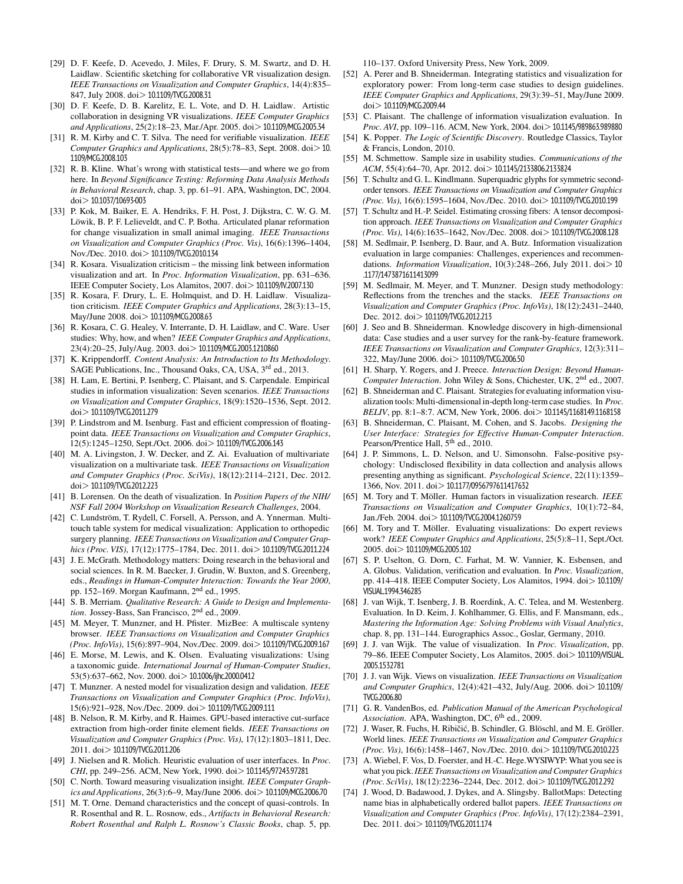[29] D. F. Keefe, D. Acevedo, J. Miles, F. Drury, S. M. Swartz, and D. H. Laidlaw. Scientific sketching for collaborative VR visualization design. *IEEE Transactions on Visualization and Computer Graphics*, 14(4):835–847, July 2008. doi> 10.1109/TVCG.2008.31

[30] D. F. Keefe, D. B. Karelitz, E. L. Vote, and D. H. Laidlaw. Artistic collaboration in designing VR visualizations. *IEEE Computer Graphics and Applications*, 25(2):18–23, Mar./Apr. 2005. doi> 10.1109/MCG.2005.34

[31] R. M. Kirby and C. T. Silva. The need for verifiable visualization. *IEEE Computer Graphics and Applications*, 28(5):78–83, Sept. 2008. doi> 10.1109/MCG.2008.103

[32] R. B. Kline. What's wrong with statistical tests—and where we go from here. In *Beyond Significance Testing: Reforming Data Analysis Methods in Behavioral Research*, chap. 3, pp. 61–91. APA, Washington, DC, 2004. doi> 10.1037/10693-003

[33] P. Kok, M. Baiker, E. A. Hendriks, F. H. Post, J. Dijkstra, C. W. G. M. Löwik, B. P. F. Lelieveldt, and C. P. Botha. Articulated planar reformation for change visualization in small animal imaging. *IEEE Transactions on Visualization and Computer Graphics (Proc. Vis)*, 16(6):1396–1404, Nov./Dec. 2010. doi> 10.1109/TVCG.2010.134

[34] R. Kosara. Visualization criticism – the missing link between information visualization and art. In *Proc. Information Visualization*, pp. 631–636. IEEE Computer Society, Los Alamitos, 2007. doi> 10.1109/IV.2007.130

[35] R. Kosara, F. Drury, L. E. Holmquist, and D. H. Laidlaw. Visualization criticism. *IEEE Computer Graphics and Applications*, 28(3):13–15, May/June 2008. doi> 10.1109/MCG.2008.63

[36] R. Kosara, C. G. Healey, V. Interrante, D. H. Laidlaw, and C. Ware. User studies: Why, how, and when? *IEEE Computer Graphics and Applications*, 23(4):20–25, July/Aug. 2003. doi> 10.1109/MCG.2003.1210860

[37] K. Krippendorff. *Content Analysis: An Introduction to Its Methodology*. SAGE Publications, Inc., Thousand Oaks, CA, USA, 3rd ed., 2013.

[38] H. Lam, E. Bertini, P. Isenberg, C. Plaisant, and S. Carpendale. Empirical studies in information visualization: Seven scenarios. *IEEE Transactions on Visualization and Computer Graphics*, 18(9):1520–1536, Sept. 2012. doi> 10.1109/TVCG.2011.279

[39] P. Lindstrom and M. Isenburg. Fast and efficient compression of floating-point data. *IEEE Transactions on Visualization and Computer Graphics*, 12(5):1245–1250, Sept./Oct. 2006. doi> 10.1109/TVCG.2006.143

[40] M. A. Livingston, J. W. Decker, and Z. Ai. Evaluation of multivariate visualization on a multivariate task. *IEEE Transactions on Visualization and Computer Graphics (Proc. SciVis)*, 18(12):2114–2121, Dec. 2012. doi> 10.1109/TVCG.2012.223

[41] B. Lorensen. On the death of visualization. In *Position Papers of the NIH/NSF Fall 2004 Workshop on Visualization Research Challenges*, 2004.

[42] C. Lundström, T. Rydell, C. Forsell, A. Persson, and A. Ynnerman. Multi-touch table system for medical visualization: Application to orthopedic surgery planning. *IEEE Transactions on Visualization and Computer Graphics (Proc. VIS)*, 17(12):1775–1784, Dec. 2011. doi> 10.1109/TVCG.2011.224

[43] J. E. McGrath. Methodology matters: Doing research in the behavioral and social sciences. In R. M. Baecker, J. Grudin, W. Buxton, and S. Greenberg, eds., *Readings in Human-Computer Interaction: Towards the Year 2000*, pp. 152–169. Morgan Kaufmann, 2nd ed., 1995.

[44] S. B. Merriam. *Qualitative Research: A Guide to Design and Implementation*. Jossey-Bass, San Francisco, 2nd ed., 2009.

[45] M. Meyer, T. Munzner, and H. Pfister. MizBee: A multiscale synteny browser. *IEEE Transactions on Visualization and Computer Graphics (Proc. InfoVis)*, 15(6):897–904, Nov./Dec. 2009. doi> 10.1109/TVCG.2009.167

[46] E. Morse, M. Lewis, and K. Olsen. Evaluating visualizations: Using a taxonomic guide. *International Journal of Human-Computer Studies*, 53(5):637–662, Nov. 2000. doi> 10.1006/ijhc.2000.0412

[47] T. Munzner. A nested model for visualization design and validation. *IEEE Transactions on Visualization and Computer Graphics (Proc. InfoVis)*, 15(6):921–928, Nov./Dec. 2009. doi> 10.1109/TVCG.2009.111

[48] B. Nelson, R. M. Kirby, and R. Haimes. GPU-based interactive cut-surface extraction from high-order finite element fields. *IEEE Transactions on Visualization and Computer Graphics (Proc. Vis)*, 17(12):1803–1811, Dec. 2011. doi> 10.1109/TVCG.2011.206

[49] J. Nielsen and R. Molich. Heuristic evaluation of user interfaces. In *Proc. CHI*, pp. 249–256. ACM, New York, 1990. doi> 10.1145/97243.97281

[50] C. North. Toward measuring visualization insight. *IEEE Computer Graphics and Applications*, 26(3):6–9, May/June 2006. doi> 10.1109/MCG.2006.70

[51] M. T. Orne. Demand characteristics and the concept of quasi-controls. In R. Rosenthal and R. L. Rosnow, eds., *Artifacts in Behavioral Research: Robert Rosenthal and Ralph L. Rosnow's Classic Books*, chap. 5, pp. 110–137. Oxford University Press, New York, 2009.

[52] A. Perer and B. Shneiderman. Integrating statistics and visualization for exploratory power: From long-term case studies to design guidelines. *IEEE Computer Graphics and Applications*, 29(3):39–51, May/June 2009. doi> 10.1109/MCG.2009.44

[53] C. Plaisant. The challenge of information visualization evaluation. In *Proc. AVI*, pp. 109–116. ACM, New York, 2004. doi> 10.1145/989863.989880

[54] K. Popper. *The Logic of Scientific Discovery*. Routledge Classics, Taylor & Francis, London, 2010.

[55] M. Schmettow. Sample size in usability studies. *Communications of the ACM*, 55(4):64–70, Apr. 2012. doi> 10.1145/2133806.2133824

[56] T. Schultz and G. L. Kindlmann. Superquadric glyphs for symmetric second-order tensors. *IEEE Transactions on Visualization and Computer Graphics (Proc. Vis)*, 16(6):1595–1604, Nov./Dec. 2010. doi> 10.1109/TVCG.2010.199

[57] T. Schultz and H.-P. Seidel. Estimating crossing fibers: A tensor decomposition approach. *IEEE Transactions on Visualization and Computer Graphics (Proc. Vis)*, 14(6):1635–1642, Nov./Dec. 2008. doi> 10.1109/TVCG.2008.128

[58] M. Sedlmair, P. Isenberg, D. Baur, and A. Butz. Information visualization evaluation in large companies: Challenges, experiences and recommendations. *Information Visualization*, 10(3):248–266, July 2011. doi> 10.1177/1473871611413099

[59] M. Sedlmair, M. Meyer, and T. Munzner. Design study methodology: Reflections from the trenches and the stacks. *IEEE Transactions on Visualization and Computer Graphics (Proc. InfoVis)*, 18(12):2431–2440, Dec. 2012. doi> 10.1109/TVCG.2012.213

[60] J. Seo and B. Shneiderman. Knowledge discovery in high-dimensional data: Case studies and a user survey for the rank-by-feature framework. *IEEE Transactions on Visualization and Computer Graphics*, 12(3):311–322, May/June 2006. doi> 10.1109/TVCG.2006.50

[61] H. Sharp, Y. Rogers, and J. Preece. *Interaction Design: Beyond Human-Computer Interaction*. John Wiley & Sons, Chichester, UK, 2nd ed., 2007.

[62] B. Shneiderman and C. Plaisant. Strategies for evaluating information visualization tools: Multi-dimensional in-depth long-term case studies. In *Proc. BELIV*, pp. 8:1–8:7. ACM, New York, 2006. doi> 10.1145/1168149.1168158

[63] B. Shneiderman, C. Plaisant, M. Cohen, and S. Jacobs. *Designing the User Interface: Strategies for Effective Human-Computer Interaction*. Pearson/Prentice Hall, 5th ed., 2010.

[64] J. P. Simmons, L. D. Nelson, and U. Simonsohn. False-positive psychology: Undisclosed flexibility in data collection and analysis allows presenting anything as significant. *Psychological Science*, 22(11):1359–1366, Nov. 2011. doi> 10.1177/0956797611417632

[65] M. Tory and T. Möller. Human factors in visualization research. *IEEE Transactions on Visualization and Computer Graphics*, 10(1):72–84, Jan./Feb. 2004. doi> 10.1109/TVCG.2004.1260759

[66] M. Tory and T. Möller. Evaluating visualizations: Do expert reviews work? *IEEE Computer Graphics and Applications*, 25(5):8–11, Sept./Oct. 2005. doi> 10.1109/MCG.2005.102

[67] S. P. Uselton, G. Dorn, C. Farhat, M. W. Vannier, K. Esbensen, and A. Globus. Validation, verification and evaluation. In *Proc. Visualization*, pp. 414–418. IEEE Computer Society, Los Alamitos, 1994. doi> 10.1109/VISUAL.1994.346285

[68] J. van Wijk, T. Isenberg, J. B. Roerdink, A. C. Telea, and M. Westenberg. Evaluation. In D. Keim, J. Kohlhammer, G. Ellis, and F. Mansmann, eds., *Mastering the Information Age: Solving Problems with Visual Analytics*, chap. 8, pp. 131–144. Eurographics Assoc., Goslar, Germany, 2010.

[69] J. J. van Wijk. The value of visualization. In *Proc. Visualization*, pp. 79–86. IEEE Computer Society, Los Alamitos, 2005. doi> 10.1109/VISUAL.2005.1532781

[70] J. J. van Wijk. Views on visualization. *IEEE Transactions on Visualization and Computer Graphics*, 12(4):421–432, July/Aug. 2006. doi> 10.1109/TVCG.2006.80

[71] G. R. VandenBos, ed. *Publication Manual of the American Psychological Association*. APA, Washington, DC, 6th ed., 2009.

[72] J. Waser, R. Fuchs, H. Ribičić, B. Schindler, G. Blöschl, and M. E. Gröller. World lines. *IEEE Transactions on Visualization and Computer Graphics (Proc. Vis)*, 16(6):1458–1467, Nov./Dec. 2010. doi> 10.1109/TVCG.2010.223

[73] A. Wiebel, F. Vos, D. Foerster, and H.-C. Hege. WYSIWYP: What you see is what you pick. *IEEE Transactions on Visualization and Computer Graphics (Proc. SciVis)*, 18(12):2236–2244, Dec. 2012. doi> 10.1109/TVCG.2012.292

[74] J. Wood, D. Badawood, J. Dykes, and A. Slingsby. BallotMaps: Detecting name bias in alphabetically ordered ballot papers. *IEEE Transactions on Visualization and Computer Graphics (Proc. InfoVis)*, 17(12):2384–2391, Dec. 2011. doi> 10.1109/TVCG.2011.174